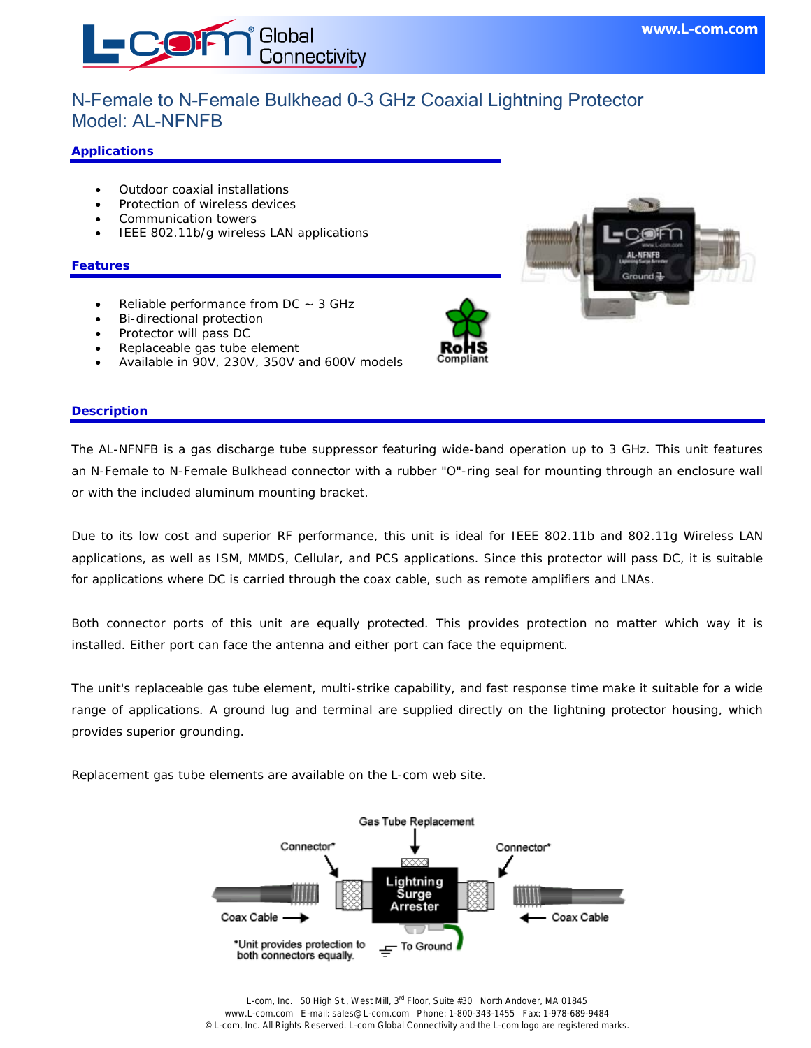# N-Female to N-Female Bulkhead 0-3 GHz Coaxial Lightning Protector
# Model: AL-NFNFB

## Applications

- Outdoor coaxial installations
- Protection of wireless devices
- Communication towers
- IEEE 802.11b/g wireless LAN applications

## Features

- Reliable performance from DC ~ 3 GHz
- Bi-directional protection
- Protector will pass DC
- Replaceable gas tube element
- Available in 90V, 230V, 350V and 600V models

RoHS Compliant

## Description

The AL-NFNFB is a gas discharge tube suppressor featuring wide-band operation up to 3 GHz. This unit features an N-Female to N-Female Bulkhead connector with a rubber "O"-ring seal for mounting through an enclosure wall or with the included aluminum mounting bracket.

Due to its low cost and superior RF performance, this unit is ideal for IEEE 802.11b and 802.11g Wireless LAN applications, as well as ISM, MMDS, Cellular, and PCS applications. Since this protector will pass DC, it is suitable for applications where DC is carried through the coax cable, such as remote amplifiers and LNAs.

Both connector ports of this unit are equally protected. This provides protection no matter which way it is installed. Either port can face the antenna and either port can face the equipment.

The unit's replaceable gas tube element, multi-strike capability, and fast response time make it suitable for a wide range of applications. A ground lug and terminal are supplied directly on the lightning protector housing, which provides superior grounding.

Replacement gas tube elements are available on the L-com web site.

Gas Tube Replacement

Connector* — Lightning Surge Arrester — Connector*

Coax Cable — To Ground — Coax Cable

*Unit provides protection to both connectors equally.

L-com, Inc. 50 High St., West Mill, 3rd Floor, Suite #30 North Andover, MA 01845
www.L-com.com E-mail: sales@L-com.com Phone: 1-800-343-1455 Fax: 1-978-689-9484
© L-com, Inc. All Rights Reserved. L-com Global Connectivity and the L-com logo are registered marks.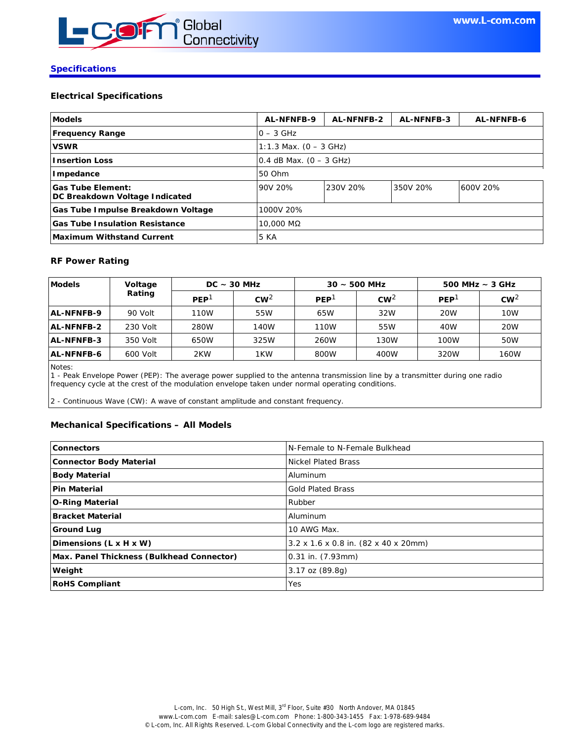## Specifications

### Electrical Specifications

| Models | AL-NFNFB-9 | AL-NFNFB-2 | AL-NFNFB-3 | AL-NFNFB-6 |
|---|---|---|---|---|
| **Frequency Range** | 0 – 3 GHz | | | |
| **VSWR** | 1:1.3 Max. (0 – 3 GHz) | | | |
| **Insertion Loss** | 0.4 dB Max. (0 – 3 GHz) | | | |
| **Impedance** | 50 Ohm | | | |
| **Gas Tube Element: DC Breakdown Voltage Indicated** | 90V 20% | 230V 20% | 350V 20% | 600V 20% |
| **Gas Tube Impulse Breakdown Voltage** | 1000V 20% | | | |
| **Gas Tube Insulation Resistance** | 10,000 MΩ | | | |
| **Maximum Withstand Current** | 5 KA | | | |

### RF Power Rating

| Models | Voltage Rating | DC ~ 30 MHz | | 30 ~ 500 MHz | | 500 MHz ~ 3 GHz | |
|---|---|---|---|---|---|---|---|
| | | PEP[1] | CW[2] | PEP[1] | CW[2] | PEP[1] | CW[2] |
| **AL-NFNFB-9** | 90 Volt | 110W | 55W | 65W | 32W | 20W | 10W |
| **AL-NFNFB-2** | 230 Volt | 280W | 140W | 110W | 55W | 40W | 20W |
| **AL-NFNFB-3** | 350 Volt | 650W | 325W | 260W | 130W | 100W | 50W |
| **AL-NFNFB-6** | 600 Volt | 2KW | 1KW | 800W | 400W | 320W | 160W |

Notes:
1 - Peak Envelope Power (PEP): The average power supplied to the antenna transmission line by a transmitter during one radio frequency cycle at the crest of the modulation envelope taken under normal operating conditions.

2 - Continuous Wave (CW): A wave of constant amplitude and constant frequency.

### Mechanical Specifications – All Models

| | |
|---|---|
| **Connectors** | N-Female to N-Female Bulkhead |
| **Connector Body Material** | Nickel Plated Brass |
| **Body Material** | Aluminum |
| **Pin Material** | Gold Plated Brass |
| **O-Ring Material** | Rubber |
| **Bracket Material** | Aluminum |
| **Ground Lug** | 10 AWG Max. |
| **Dimensions (L x H x W)** | 3.2 x 1.6 x 0.8 in. (82 x 40 x 20mm) |
| **Max. Panel Thickness (Bulkhead Connector)** | 0.31 in. (7.93mm) |
| **Weight** | 3.17 oz (89.8g) |
| **RoHS Compliant** | Yes |